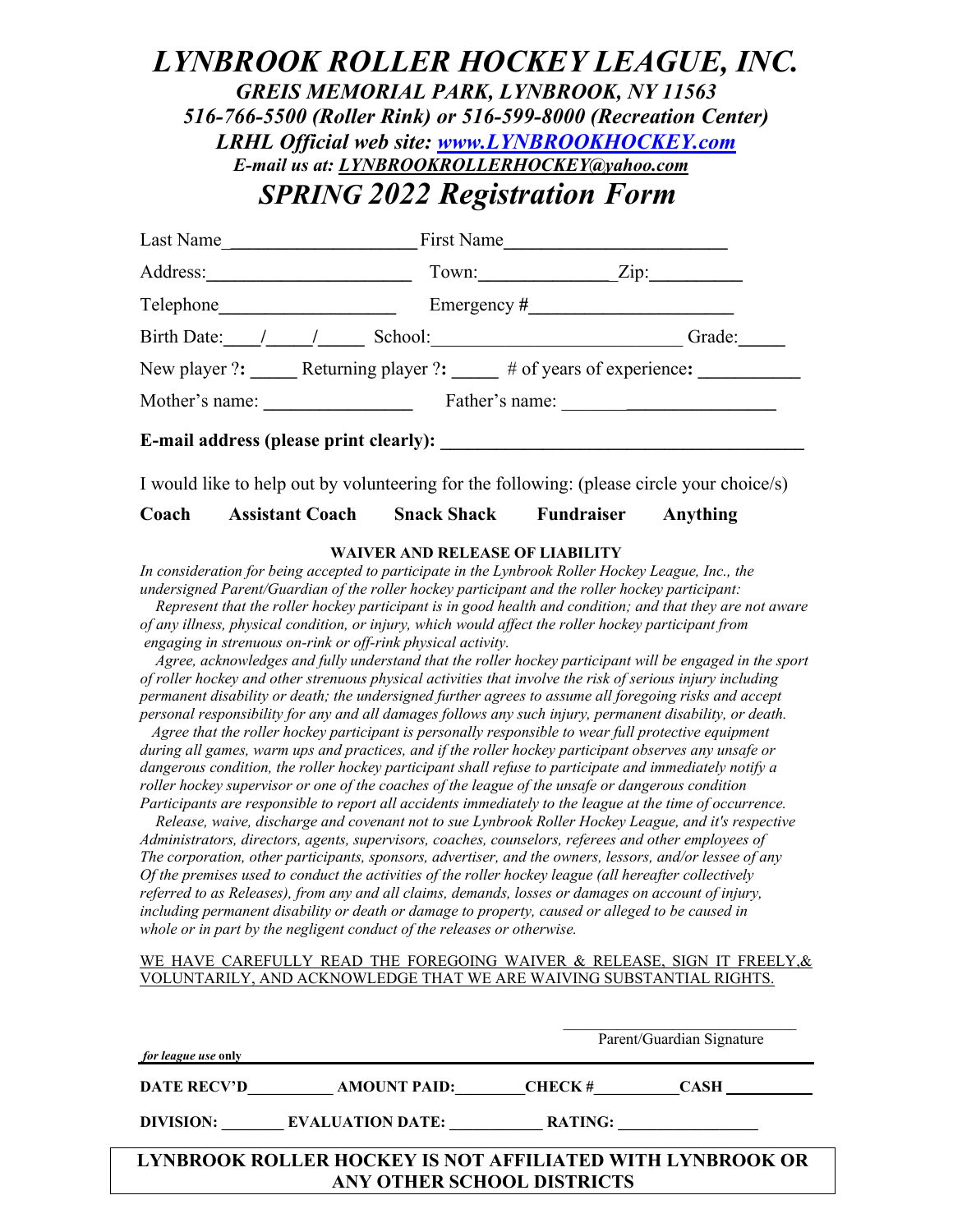# *LYNBROOK ROLLER HOCKEY LEAGUE, INC.*

***GREIS MEMORIAL PARK, LYNBROOK, NY 11563***

***516-766-5500 (Roller Rink) or 516-599-8000 (Recreation Center)***

***LRHL Official web site: www.LYNBROOKHOCKEY.com***

***E-mail us at: LYNBROOKROLLERHOCKEY@yahoo.com***

## *SPRING 2022 Registration Form*

Last Name____________________ First Name________________________

Address:______________________ Town:______________Zip:__________

Telephone___________________ Emergency #______________________

Birth Date:____/_____/_____ School:__________________________ Grade:_____

New player ?: _____ Returning player ?: _____ # of years of experience: ___________

Mother's name: ________________ Father's name: ________________________

**E-mail address (please print clearly): ______________________________________**

I would like to help out by volunteering for the following: (please circle your choice/s)

**Coach   Assistant Coach   Snack Shack   Fundraiser   Anything**

**WAIVER AND RELEASE OF LIABILITY**

*In consideration for being accepted to participate in the Lynbrook Roller Hockey League, Inc., the undersigned Parent/Guardian of the roller hockey participant and the roller hockey participant:*

*Represent that the roller hockey participant is in good health and condition; and that they are not aware of any illness, physical condition, or injury, which would affect the roller hockey participant from engaging in strenuous on-rink or off-rink physical activity.*

*Agree, acknowledges and fully understand that the roller hockey participant will be engaged in the sport of roller hockey and other strenuous physical activities that involve the risk of serious injury including permanent disability or death; the undersigned further agrees to assume all foregoing risks and accept personal responsibility for any and all damages follows any such injury, permanent disability, or death.*

*Agree that the roller hockey participant is personally responsible to wear full protective equipment during all games, warm ups and practices, and if the roller hockey participant observes any unsafe or dangerous condition, the roller hockey participant shall refuse to participate and immediately notify a roller hockey supervisor or one of the coaches of the league of the unsafe or dangerous condition Participants are responsible to report all accidents immediately to the league at the time of occurrence.*

*Release, waive, discharge and covenant not to sue Lynbrook Roller Hockey League, and it's respective Administrators, directors, agents, supervisors, coaches, counselors, referees and other employees of The corporation, other participants, sponsors, advertiser, and the owners, lessors, and/or lessee of any Of the premises used to conduct the activities of the roller hockey league (all hereafter collectively referred to as Releases), from any and all claims, demands, losses or damages on account of injury, including permanent disability or death or damage to property, caused or alleged to be caused in whole or in part by the negligent conduct of the releases or otherwise.*

WE HAVE CAREFULLY READ THE FOREGOING WAIVER & RELEASE, SIGN IT FREELY,& VOLUNTARILY, AND ACKNOWLEDGE THAT WE ARE WAIVING SUBSTANTIAL RIGHTS.

______________________________
Parent/Guardian Signature

*for league use* **only**

**DATE RECV'D__________ AMOUNT PAID:________ CHECK #__________ CASH __________**

**DIVISION: _______ EVALUATION DATE: ___________ RATING: _________________**

**LYNBROOK ROLLER HOCKEY IS NOT AFFILIATED WITH LYNBROOK OR ANY OTHER SCHOOL DISTRICTS**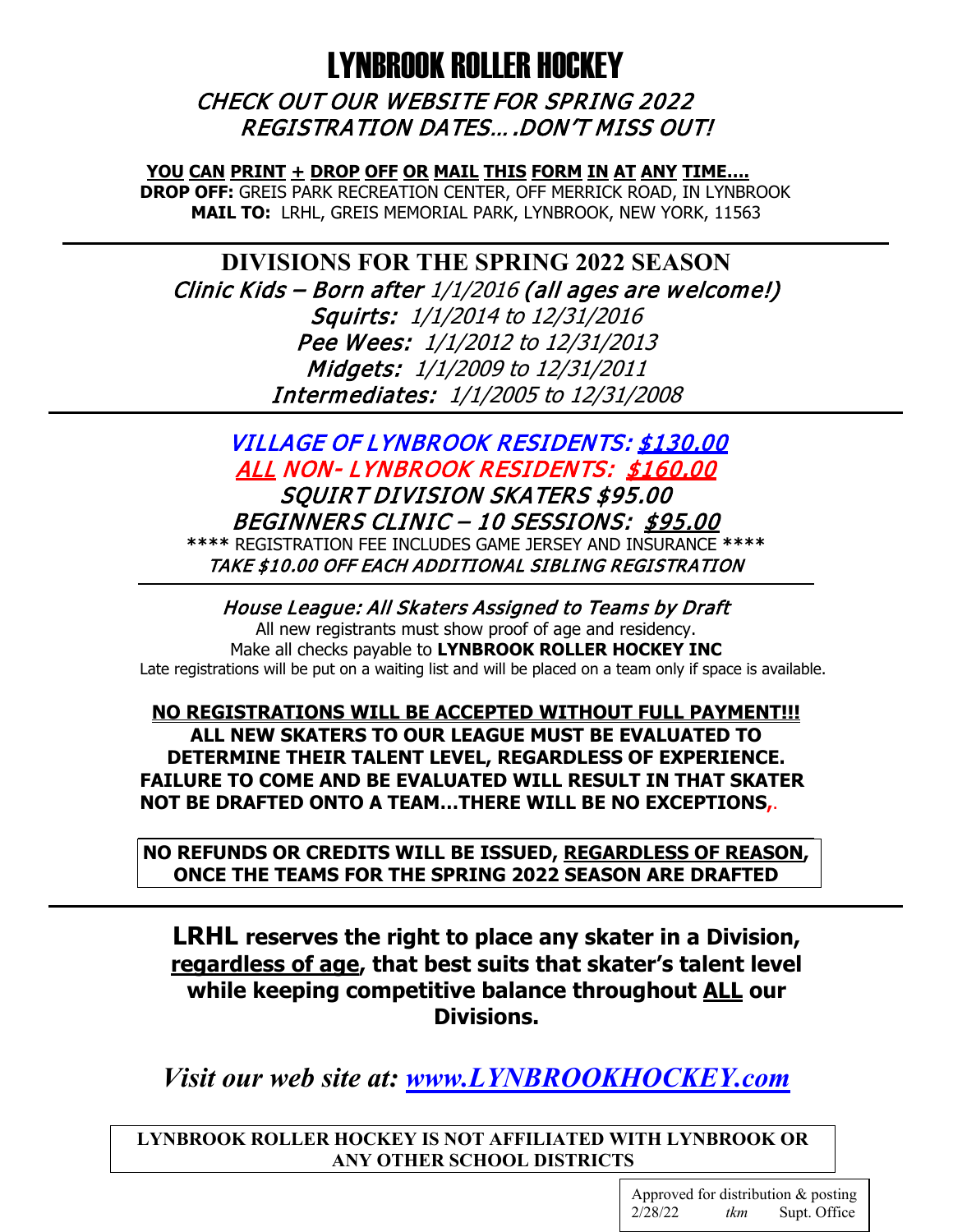# LYNBROOK ROLLER HOCKEY

*CHECK OUT OUR WEBSITE FOR SPRING 2022 REGISTRATION DATES….DON'T MISS OUT!*

**YOU CAN PRINT + DROP OFF OR MAIL THIS FORM IN AT ANY TIME….**

**DROP OFF:** GREIS PARK RECREATION CENTER, OFF MERRICK ROAD, IN LYNBROOK

**MAIL TO:** LRHL, GREIS MEMORIAL PARK, LYNBROOK, NEW YORK, 11563

---

## DIVISIONS FOR THE SPRING 2022 SEASON

*Clinic Kids – Born after 1/1/2016 (all ages are welcome!)*

*Squirts: 1/1/2014 to 12/31/2016*

*Pee Wees: 1/1/2012 to 12/31/2013*

*Midgets: 1/1/2009 to 12/31/2011*

*Intermediates: 1/1/2005 to 12/31/2008*

---

*VILLAGE OF LYNBROOK RESIDENTS: $130.00*

*ALL NON- LYNBROOK RESIDENTS: $160.00*

*SQUIRT DIVISION SKATERS $95.00*

*BEGINNERS CLINIC – 10 SESSIONS: $95.00*

**** REGISTRATION FEE INCLUDES GAME JERSEY AND INSURANCE ****

*TAKE $10.00 OFF EACH ADDITIONAL SIBLING REGISTRATION*

---

*House League: All Skaters Assigned to Teams by Draft*

All new registrants must show proof of age and residency.

Make all checks payable to **LYNBROOK ROLLER HOCKEY INC**

Late registrations will be put on a waiting list and will be placed on a team only if space is available.

**NO REGISTRATIONS WILL BE ACCEPTED WITHOUT FULL PAYMENT!!!**

**ALL NEW SKATERS TO OUR LEAGUE MUST BE EVALUATED TO DETERMINE THEIR TALENT LEVEL, REGARDLESS OF EXPERIENCE. FAILURE TO COME AND BE EVALUATED WILL RESULT IN THAT SKATER NOT BE DRAFTED ONTO A TEAM…THERE WILL BE NO EXCEPTIONS,.**

**NO REFUNDS OR CREDITS WILL BE ISSUED, REGARDLESS OF REASON, ONCE THE TEAMS FOR THE SPRING 2022 SEASON ARE DRAFTED**

---

**LRHL reserves the right to place any skater in a Division, regardless of age, that best suits that skater's talent level while keeping competitive balance throughout ALL our Divisions.**

***Visit our web site at: www.LYNBROOKHOCKEY.com***

**LYNBROOK ROLLER HOCKEY IS NOT AFFILIATED WITH LYNBROOK OR ANY OTHER SCHOOL DISTRICTS**

Approved for distribution & posting
2/28/22 *tkm* Supt. Office